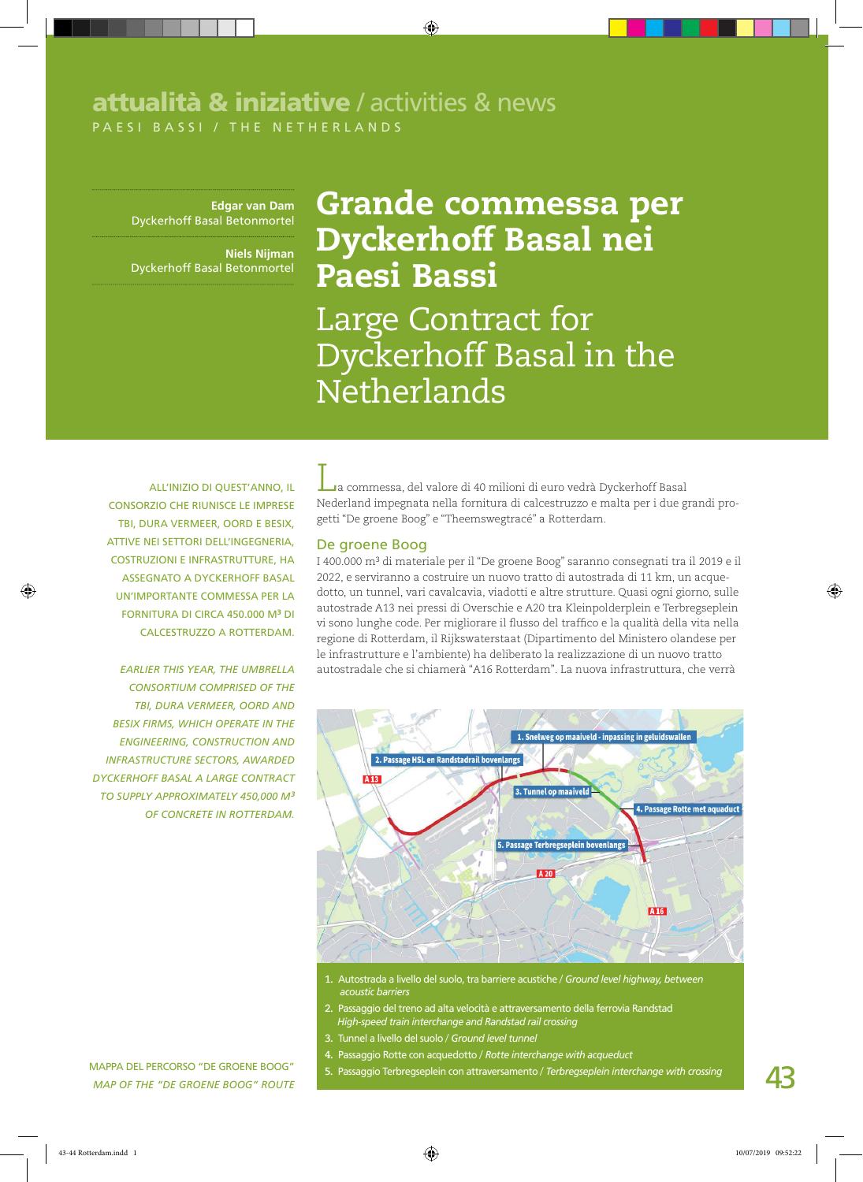# attualità & iniziative / activities & news

PAESI BASSI / THE NETHERLANDS

**Edgar van Dam**
Dyckerhoff Basal Betonmortel

**Niels Nijman**
Dyckerhoff Basal Betonmortel

# Grande commessa per Dyckerhoff Basal nei Paesi Bassi

# Large Contract for Dyckerhoff Basal in the Netherlands

ALL'INIZIO DI QUEST'ANNO, IL CONSORZIO CHE RIUNISCE LE IMPRESE TBI, DURA VERMEER, OORD E BESIX, ATTIVE NEI SETTORI DELL'INGEGNERIA, COSTRUZIONI E INFRASTRUTTURE, HA ASSEGNATO A DYCKERHOFF BASAL UN'IMPORTANTE COMMESSA PER LA FORNITURA DI CIRCA 450.000 M³ DI CALCESTRUZZO A ROTTERDAM.

*EARLIER THIS YEAR, THE UMBRELLA CONSORTIUM COMPRISED OF THE TBI, DURA VERMEER, OORD AND BESIX FIRMS, WHICH OPERATE IN THE ENGINEERING, CONSTRUCTION AND INFRASTRUCTURE SECTORS, AWARDED DYCKERHOFF BASAL A LARGE CONTRACT TO SUPPLY APPROXIMATELY 450,000 M³ OF CONCRETE IN ROTTERDAM.*

La commessa, del valore de 40 milioni di euro vedrà Dyckerhoff Basal Nederland impegnata nella fornitura di calcestruzzo e malta per i due grandi progetti "De groene Boog" e "Theemswegtracé" a Rotterdam.

## De groene Boog

I 400.000 m³ di materiale per il "De groene Boog" saranno consegnati tra il 2019 e il 2022, e serviranno a costruire un nuovo tratto di autostrada di 11 km, un acquedotto, un tunnel, vari cavalcavia, viadotti e altre strutture. Quasi ogni giorno, sulle autostrade A13 nei pressi di Overschie e A20 tra Kleinpolderplein e Terbregseplein vi sono lunghe code. Per migliorare il flusso del traffico e la qualità della vita nella regione di Rotterdam, il Rijkswaterstaat (Dipartimento del Ministero olandese per le infrastrutture e l'ambiente) ha deliberato la realizzazione di un nuovo tratto autostradale che si chiamerà "A16 Rotterdam". La nuova infrastruttura, che verrà

1. Snelweg op maaiveld - inpassing in geluidswallen
2. Passage HSL en Randstadrail bovenlangs
3. Tunnel op maaiveld
4. Passage Rotte met aquaduct
5. Passage Terbregseplein bovenlangs

A 13 — A 20 — A 16

1. Autostrada a livello del suolo, tra barriere acustiche / *Ground level highway, between acoustic barriers*
2. Passaggio del treno ad alta velocità e attraversamento della ferrovia Randstad *High-speed train interchange and Randstad rail crossing*
3. Tunnel a livello del suolo / *Ground level tunnel*
4. Passaggio Rotte con acquedotto / *Rotte interchange with aqueduct*
5. Passaggio Terbregseplein con attraversamento / *Terbregseplein interchange with crossing*

MAPPA DEL PERCORSO "DE GROENE BOOG"
*MAP OF THE "DE GROENE BOOG" ROUTE*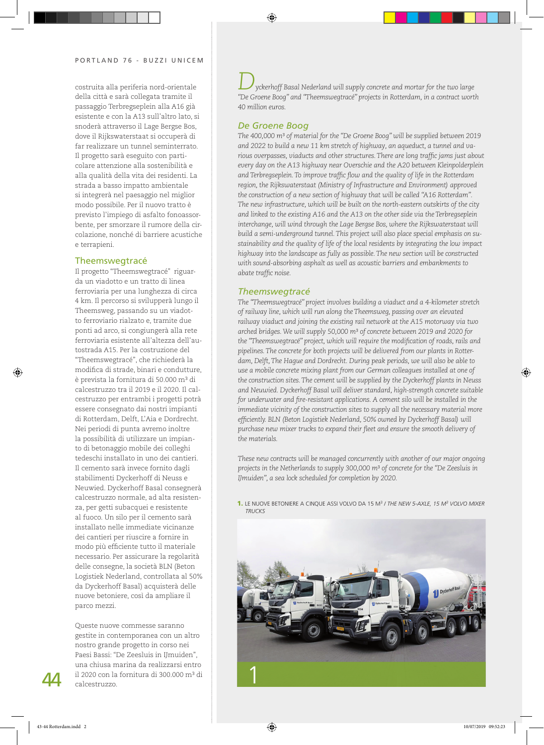costruita alla periferia nord-orientale della città e sarà collegata tramite il passaggio Terbregseplein alla A16 già esistente e con la A13 sull'altro lato, si snoderà attraverso il Lage Bergse Bos, dove il Rijkswaterstaat si occuperà di far realizzare un tunnel seminterrato. Il progetto sarà eseguito con particolare attenzione alla sostenibilità e alla qualità della vita dei residenti. La strada a basso impatto ambientale si integrerà nel paesaggio nel miglior modo possibile. Per il nuovo tratto è previsto l'impiego di asfalto fonoassorbente, per smorzare il rumore della circolazione, nonché di barriere acustiche e terrapieni.

## Theemswegtracé

Il progetto "Theemswegtracé" riguarda un viadotto e un tratto di linea ferroviaria per una lunghezza di circa 4 km. Il percorso si svilupperà lungo il Theemsweg, passando su un viadotto ferroviario rialzato e, tramite due ponti ad arco, si congiungerà alla rete ferroviaria esistente all'altezza dell'autostrada A15. Per la costruzione del "Theemswegtracé", che richiederà la modifica di strade, binari e condutture, è prevista la fornitura di 50.000 m³ di calcestruzzo tra il 2019 e il 2020. Il calcestruzzo per entrambi i progetti potrà essere consegnato dai nostri impianti di Rotterdam, Delft, L'Aia e Dordrecht. Nei periodi di punta avremo inoltre la possibilità di utilizzare un impianto di betonaggio mobile dei colleghi tedeschi installato in uno dei cantieri. Il cemento sarà invece fornito dagli stabilimenti Dyckerhoff di Neuss e Neuwied. Dyckerhoff Basal consegnerà calcestruzzo normale, ad alta resistenza, per getti subacquei e resistente al fuoco. Un silo per il cemento sarà installato nelle immediate vicinanze dei cantieri per riuscire a fornire in modo più efficiente tutto il materiale necessario. Per assicurare la regolarità delle consegne, la società BLN (Beton Logistiek Nederland, controllata al 50% da Dyckerhoff Basal) acquisterà delle nuove betoniere, così da ampliare il parco mezzi.

Queste nuove commesse saranno gestite in contemporanea con un altro nostro grande progetto in corso nei Paesi Bassi: "De Zeesluis in IJmuiden", una chiusa marina da realizzarsi entro il 2020 con la fornitura di 300.000 m³ di calcestruzzo.

*Dyckerhoff Basal Nederland will supply concrete and mortar for the two large "De Groene Boog" and "Theemswegtracé" projects in Rotterdam, in a contract worth 40 million euros.*

## De Groene Boog

*The 400,000 m³ of material for the "De Groene Boog" will be supplied between 2019 and 2022 to build a new 11 km stretch of highway, an aqueduct, a tunnel and various overpasses, viaducts and other structures. There are long traffic jams just about every day on the A13 highway near Overschie and the A20 between Kleinpolderplein and Terbregseplein. To improve traffic flow and the quality of life in the Rotterdam region, the Rijkswaterstaat (Ministry of Infrastructure and Environment) approved the construction of a new section of highway that will be called "A16 Rotterdam". The new infrastructure, which will be built on the north-eastern outskirts of the city and linked to the existing A16 and the A13 on the other side via the Terbregseplein interchange, will wind through the Lage Bergse Bos, where the Rijkswaterstaat will build a semi-underground tunnel. This project will also place special emphasis on sustainability and the quality of life of the local residents by integrating the low impact highway into the landscape as fully as possible. The new section will be constructed with sound-absorbing asphalt as well as acoustic barriers and embankments to abate traffic noise.*

## Theemswegtracé

*The "Theemswegtracé" project involves building a viaduct and a 4-kilometer stretch of railway line, which will run along the Theemsweg, passing over an elevated railway viaduct and joining the existing rail network at the A15 motorway via two arched bridges. We will supply 50,000 m³ of concrete between 2019 and 2020 for the "Theemswegtracé" project, which will require the modification of roads, rails and pipelines. The concrete for both projects will be delivered from our plants in Rotterdam, Delft, The Hague and Dordrecht. During peak periods, we will also be able to use a mobile concrete mixing plant from our German colleagues installed at one of the construction sites. The cement will be supplied by the Dyckerhoff plants in Neuss and Neuwied. Dyckerhoff Basal will deliver standard, high-strength concrete suitable for underwater and fire-resistant applications. A cement silo will be installed in the immediate vicinity of the construction sites to supply all the necessary material more efficiently. BLN (Beton Logistiek Nederland, 50% owned by Dyckerhoff Basal) will purchase new mixer trucks to expand their fleet and ensure the smooth delivery of the materials.*

*These new contracts will be managed concurrently with another of our major ongoing projects in the Netherlands to supply 300,000 m³ of concrete for the "De Zeesluis in IJmuiden", a sea lock scheduled for completion by 2020.*

**1.** LE NUOVE BETONIERE A CINQUE ASSI VOLVO DA 15 M³ / *THE NEW 5-AXLE, 15 M³ VOLVO MIXER TRUCKS*